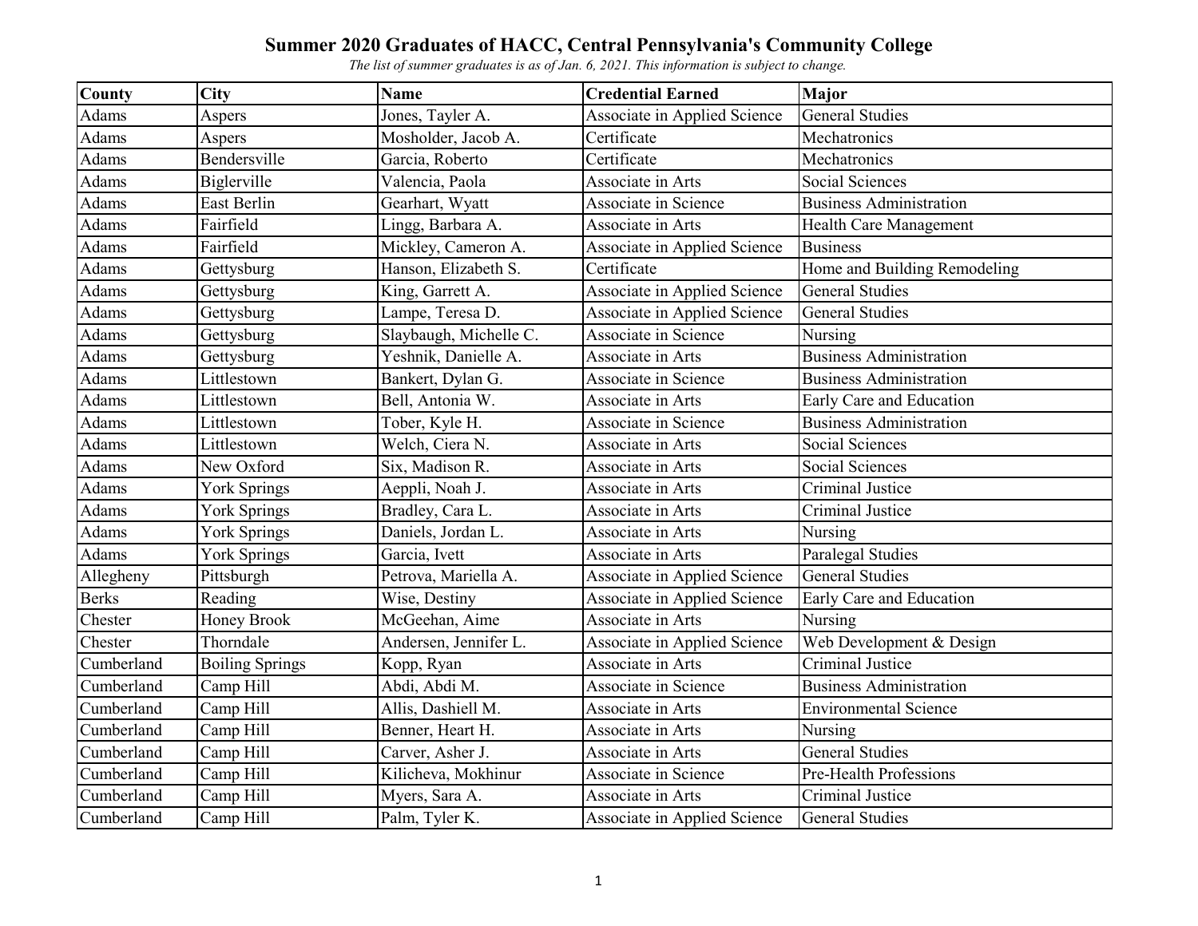# Summary 2020 Graduates of HACC, Central Pennsylvania's Community College

*The list of summer graduates is as of Jan. 6, 2021. This information is subject to change.*

| County | City | Name | Credential Earned | Major |
|---|---|---|---|---|
| Adams | Aspers | Jones, Tayler A. | Associate in Applied Science | General Studies |
| Adams | Aspers | Mosholder, Jacob A. | Certificate | Mechatronics |
| Adams | Bendersville | Garcia, Roberto | Certificate | Mechatronics |
| Adams | Biglerville | Valencia, Paola | Associate in Arts | Social Sciences |
| Adams | East Berlin | Gearhart, Wyatt | Associate in Science | Business Administration |
| Adams | Fairfield | Lingg, Barbara A. | Associate in Arts | Health Care Management |
| Adams | Fairfield | Mickley, Cameron A. | Associate in Applied Science | Business |
| Adams | Gettysburg | Hanson, Elizabeth S. | Certificate | Home and Building Remodeling |
| Adams | Gettysburg | King, Garrett A. | Associate in Applied Science | General Studies |
| Adams | Gettysburg | Lampe, Teresa D. | Associate in Applied Science | General Studies |
| Adams | Gettysburg | Slaybaugh, Michelle C. | Associate in Science | Nursing |
| Adams | Gettysburg | Yeshnik, Danielle A. | Associate in Arts | Business Administration |
| Adams | Littlestown | Bankert, Dylan G. | Associate in Science | Business Administration |
| Adams | Littlestown | Bell, Antonia W. | Associate in Arts | Early Care and Education |
| Adams | Littlestown | Tober, Kyle H. | Associate in Science | Business Administration |
| Adams | Littlestown | Welch, Ciera N. | Associate in Arts | Social Sciences |
| Adams | New Oxford | Six, Madison R. | Associate in Arts | Social Sciences |
| Adams | York Springs | Aeppli, Noah J. | Associate in Arts | Criminal Justice |
| Adams | York Springs | Bradley, Cara L. | Associate in Arts | Criminal Justice |
| Adams | York Springs | Daniels, Jordan L. | Associate in Arts | Nursing |
| Adams | York Springs | Garcia, Ivett | Associate in Arts | Paralegal Studies |
| Allegheny | Pittsburgh | Petrova, Mariella A. | Associate in Applied Science | General Studies |
| Berks | Reading | Wise, Destiny | Associate in Applied Science | Early Care and Education |
| Chester | Honey Brook | McGeehan, Aime | Associate in Arts | Nursing |
| Chester | Thorndale | Andersen, Jennifer L. | Associate in Applied Science | Web Development & Design |
| Cumberland | Boiling Springs | Kopp, Ryan | Associate in Arts | Criminal Justice |
| Cumberland | Camp Hill | Abdi, Abdi M. | Associate in Science | Business Administration |
| Cumberland | Camp Hill | Allis, Dashiell M. | Associate in Arts | Environmental Science |
| Cumberland | Camp Hill | Benner, Heart H. | Associate in Arts | Nursing |
| Cumberland | Camp Hill | Carver, Asher J. | Associate in Arts | General Studies |
| Cumberland | Camp Hill | Kilicheva, Mokhinur | Associate in Science | Pre-Health Professions |
| Cumberland | Camp Hill | Myers, Sara A. | Associate in Arts | Criminal Justice |
| Cumberland | Camp Hill | Palm, Tyler K. | Associate in Applied Science | General Studies |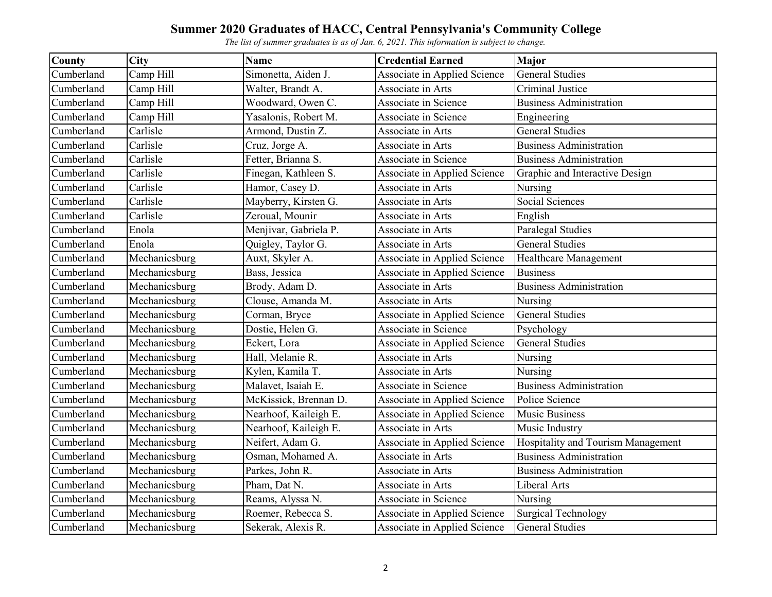# Summer 2020 Graduates of HACC, Central Pennsylvania's Community College

*The list of summer graduates is as of Jan. 6, 2021. This information is subject to change.*

| County | City | Name | Credential Earned | Major |
|---|---|---|---|---|
| Cumberland | Camp Hill | Simonetta, Aiden J. | Associate in Applied Science | General Studies |
| Cumberland | Camp Hill | Walter, Brandt A. | Associate in Arts | Criminal Justice |
| Cumberland | Camp Hill | Woodward, Owen C. | Associate in Science | Business Administration |
| Cumberland | Camp Hill | Yasalonis, Robert M. | Associate in Science | Engineering |
| Cumberland | Carlisle | Armond, Dustin Z. | Associate in Arts | General Studies |
| Cumberland | Carlisle | Cruz, Jorge A. | Associate in Arts | Business Administration |
| Cumberland | Carlisle | Fetter, Brianna S. | Associate in Science | Business Administration |
| Cumberland | Carlisle | Finegan, Kathleen S. | Associate in Applied Science | Graphic and Interactive Design |
| Cumberland | Carlisle | Hamor, Casey D. | Associate in Arts | Nursing |
| Cumberland | Carlisle | Mayberry, Kirsten G. | Associate in Arts | Social Sciences |
| Cumberland | Carlisle | Zeroual, Mounir | Associate in Arts | English |
| Cumberland | Enola | Menjivar, Gabriela P. | Associate in Arts | Paralegal Studies |
| Cumberland | Enola | Quigley, Taylor G. | Associate in Arts | General Studies |
| Cumberland | Mechanicsburg | Auxt, Skyler A. | Associate in Applied Science | Healthcare Management |
| Cumberland | Mechanicsburg | Bass, Jessica | Associate in Applied Science | Business |
| Cumberland | Mechanicsburg | Brody, Adam D. | Associate in Arts | Business Administration |
| Cumberland | Mechanicsburg | Clouse, Amanda M. | Associate in Arts | Nursing |
| Cumberland | Mechanicsburg | Corman, Bryce | Associate in Applied Science | General Studies |
| Cumberland | Mechanicsburg | Dostie, Helen G. | Associate in Science | Psychology |
| Cumberland | Mechanicsburg | Eckert, Lora | Associate in Applied Science | General Studies |
| Cumberland | Mechanicsburg | Hall, Melanie R. | Associate in Arts | Nursing |
| Cumberland | Mechanicsburg | Kylen, Kamila T. | Associate in Arts | Nursing |
| Cumberland | Mechanicsburg | Malavet, Isaiah E. | Associate in Science | Business Administration |
| Cumberland | Mechanicsburg | McKissick, Brennan D. | Associate in Applied Science | Police Science |
| Cumberland | Mechanicsburg | Nearhoof, Kaileigh E. | Associate in Applied Science | Music Business |
| Cumberland | Mechanicsburg | Nearhoof, Kaileigh E. | Associate in Arts | Music Industry |
| Cumberland | Mechanicsburg | Neifert, Adam G. | Associate in Applied Science | Hospitality and Tourism Management |
| Cumberland | Mechanicsburg | Osman, Mohamed A. | Associate in Arts | Business Administration |
| Cumberland | Mechanicsburg | Parkes, John R. | Associate in Arts | Business Administration |
| Cumberland | Mechanicsburg | Pham, Dat N. | Associate in Arts | Liberal Arts |
| Cumberland | Mechanicsburg | Reams, Alyssa N. | Associate in Science | Nursing |
| Cumberland | Mechanicsburg | Roemer, Rebecca S. | Associate in Applied Science | Surgical Technology |
| Cumberland | Mechanicsburg | Sekerak, Alexis R. | Associate in Applied Science | General Studies |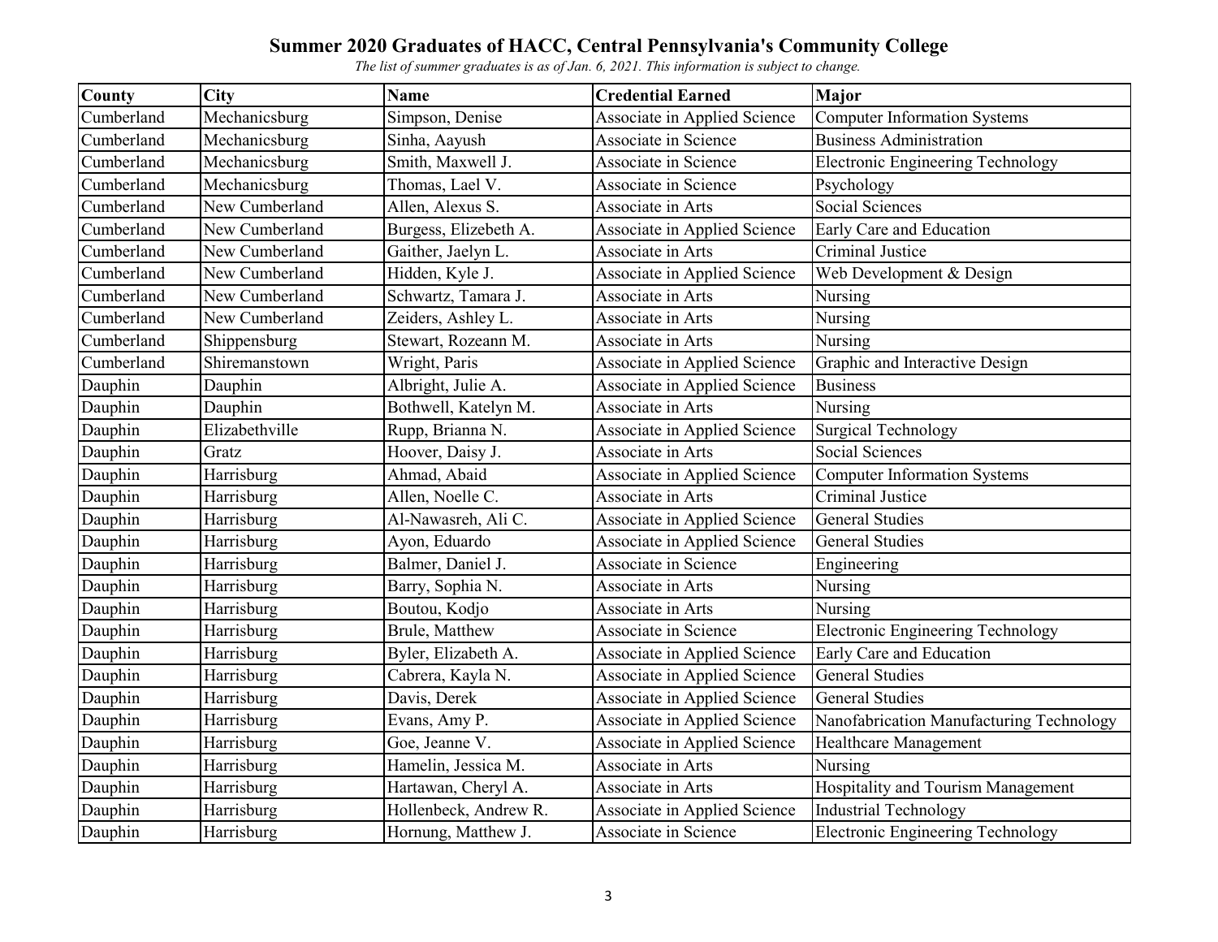# Summer 2020 Graduates of HACC, Central Pennsylvania's Community College

*The list of summer graduates is as of Jan. 6, 2021. This information is subject to change.*

| County | City | Name | Credential Earned | Major |
|---|---|---|---|---|
| Cumberland | Mechanicsburg | Simpson, Denise | Associate in Applied Science | Computer Information Systems |
| Cumberland | Mechanicsburg | Sinha, Aayush | Associate in Science | Business Administration |
| Cumberland | Mechanicsburg | Smith, Maxwell J. | Associate in Science | Electronic Engineering Technology |
| Cumberland | Mechanicsburg | Thomas, Lael V. | Associate in Science | Psychology |
| Cumberland | New Cumberland | Allen, Alexus S. | Associate in Arts | Social Sciences |
| Cumberland | New Cumberland | Burgess, Elizebeth A. | Associate in Applied Science | Early Care and Education |
| Cumberland | New Cumberland | Gaither, Jaelyn L. | Associate in Arts | Criminal Justice |
| Cumberland | New Cumberland | Hidden, Kyle J. | Associate in Applied Science | Web Development & Design |
| Cumberland | New Cumberland | Schwartz, Tamara J. | Associate in Arts | Nursing |
| Cumberland | New Cumberland | Zeiders, Ashley L. | Associate in Arts | Nursing |
| Cumberland | Shippensburg | Stewart, Rozeann M. | Associate in Arts | Nursing |
| Cumberland | Shiremanstown | Wright, Paris | Associate in Applied Science | Graphic and Interactive Design |
| Dauphin | Dauphin | Albright, Julie A. | Associate in Applied Science | Business |
| Dauphin | Dauphin | Bothwell, Katelyn M. | Associate in Arts | Nursing |
| Dauphin | Elizabethville | Rupp, Brianna N. | Associate in Applied Science | Surgical Technology |
| Dauphin | Gratz | Hoover, Daisy J. | Associate in Arts | Social Sciences |
| Dauphin | Harrisburg | Ahmad, Abaid | Associate in Applied Science | Computer Information Systems |
| Dauphin | Harrisburg | Allen, Noelle C. | Associate in Arts | Criminal Justice |
| Dauphin | Harrisburg | Al-Nawasreh, Ali C. | Associate in Applied Science | General Studies |
| Dauphin | Harrisburg | Ayon, Eduardo | Associate in Applied Science | General Studies |
| Dauphin | Harrisburg | Balmer, Daniel J. | Associate in Science | Engineering |
| Dauphin | Harrisburg | Barry, Sophia N. | Associate in Arts | Nursing |
| Dauphin | Harrisburg | Boutou, Kodjo | Associate in Arts | Nursing |
| Dauphin | Harrisburg | Brule, Matthew | Associate in Science | Electronic Engineering Technology |
| Dauphin | Harrisburg | Byler, Elizabeth A. | Associate in Applied Science | Early Care and Education |
| Dauphin | Harrisburg | Cabrera, Kayla N. | Associate in Applied Science | General Studies |
| Dauphin | Harrisburg | Davis, Derek | Associate in Applied Science | General Studies |
| Dauphin | Harrisburg | Evans, Amy P. | Associate in Applied Science | Nanofabrication Manufacturing Technology |
| Dauphin | Harrisburg | Goe, Jeanne V. | Associate in Applied Science | Healthcare Management |
| Dauphin | Harrisburg | Hamelin, Jessica M. | Associate in Arts | Nursing |
| Dauphin | Harrisburg | Hartawan, Cheryl A. | Associate in Arts | Hospitality and Tourism Management |
| Dauphin | Harrisburg | Hollenbeck, Andrew R. | Associate in Applied Science | Industrial Technology |
| Dauphin | Harrisburg | Hornung, Matthew J. | Associate in Science | Electronic Engineering Technology |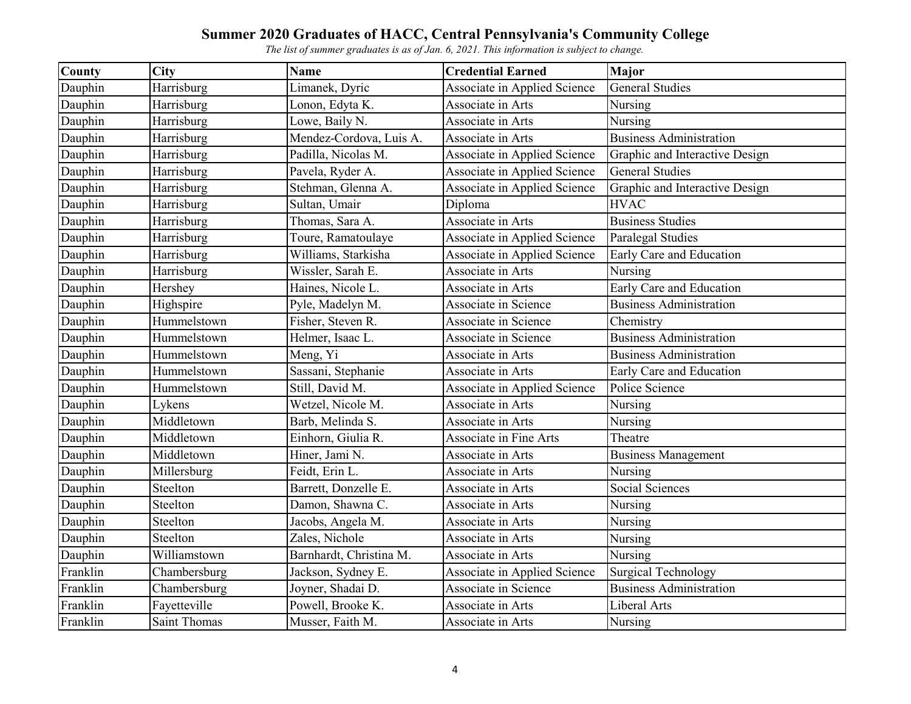# Summer 2020 Graduates of HACC, Central Pennsylvania's Community College

*The list of summer graduates is as of Jan. 6, 2021. This information is subject to change.*

| County | City | Name | Credential Earned | Major |
|---|---|---|---|---|
| Dauphin | Harrisburg | Limanek, Dyric | Associate in Applied Science | General Studies |
| Dauphin | Harrisburg | Lonon, Edyta K. | Associate in Arts | Nursing |
| Dauphin | Harrisburg | Lowe, Baily N. | Associate in Arts | Nursing |
| Dauphin | Harrisburg | Mendez-Cordova, Luis A. | Associate in Arts | Business Administration |
| Dauphin | Harrisburg | Padilla, Nicolas M. | Associate in Applied Science | Graphic and Interactive Design |
| Dauphin | Harrisburg | Pavela, Ryder A. | Associate in Applied Science | General Studies |
| Dauphin | Harrisburg | Stehman, Glenna A. | Associate in Applied Science | Graphic and Interactive Design |
| Dauphin | Harrisburg | Sultan, Umair | Diploma | HVAC |
| Dauphin | Harrisburg | Thomas, Sara A. | Associate in Arts | Business Studies |
| Dauphin | Harrisburg | Toure, Ramatoulaye | Associate in Applied Science | Paralegal Studies |
| Dauphin | Harrisburg | Williams, Starkisha | Associate in Applied Science | Early Care and Education |
| Dauphin | Harrisburg | Wissler, Sarah E. | Associate in Arts | Nursing |
| Dauphin | Hershey | Haines, Nicole L. | Associate in Arts | Early Care and Education |
| Dauphin | Highspire | Pyle, Madelyn M. | Associate in Science | Business Administration |
| Dauphin | Hummelstown | Fisher, Steven R. | Associate in Science | Chemistry |
| Dauphin | Hummelstown | Helmer, Isaac L. | Associate in Science | Business Administration |
| Dauphin | Hummelstown | Meng, Yi | Associate in Arts | Business Administration |
| Dauphin | Hummelstown | Sassani, Stephanie | Associate in Arts | Early Care and Education |
| Dauphin | Hummelstown | Still, David M. | Associate in Applied Science | Police Science |
| Dauphin | Lykens | Wetzel, Nicole M. | Associate in Arts | Nursing |
| Dauphin | Middletown | Barb, Melinda S. | Associate in Arts | Nursing |
| Dauphin | Middletown | Einhorn, Giulia R. | Associate in Fine Arts | Theatre |
| Dauphin | Middletown | Hiner, Jami N. | Associate in Arts | Business Management |
| Dauphin | Millersburg | Feidt, Erin L. | Associate in Arts | Nursing |
| Dauphin | Steelton | Barrett, Donzelle E. | Associate in Arts | Social Sciences |
| Dauphin | Steelton | Damon, Shawna C. | Associate in Arts | Nursing |
| Dauphin | Steelton | Jacobs, Angela M. | Associate in Arts | Nursing |
| Dauphin | Steelton | Zales, Nichole | Associate in Arts | Nursing |
| Dauphin | Williamstown | Barnhardt, Christina M. | Associate in Arts | Nursing |
| Franklin | Chambersburg | Jackson, Sydney E. | Associate in Applied Science | Surgical Technology |
| Franklin | Chambersburg | Joyner, Shadai D. | Associate in Science | Business Administration |
| Franklin | Fayetteville | Powell, Brooke K. | Associate in Arts | Liberal Arts |
| Franklin | Saint Thomas | Musser, Faith M. | Associate in Arts | Nursing |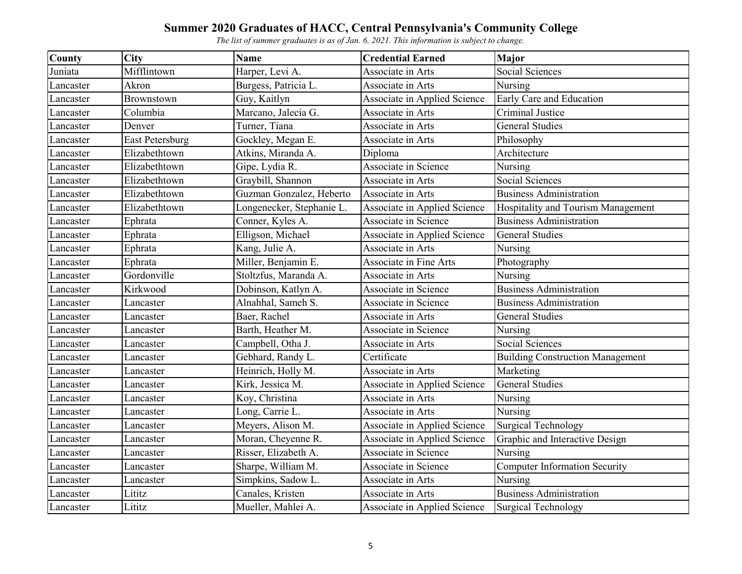# Summer 2020 Graduates of HACC, Central Pennsylvania's Community College

*The list of summer graduates is as of Jan. 6, 2021. This information is subject to change.*

| County | City | Name | Credential Earned | Major |
|---|---|---|---|---|
| Juniata | Mifflintown | Harper, Levi A. | Associate in Arts | Social Sciences |
| Lancaster | Akron | Burgess, Patricia L. | Associate in Arts | Nursing |
| Lancaster | Brownstown | Guy, Kaitlyn | Associate in Applied Science | Early Care and Education |
| Lancaster | Columbia | Marcano, Jalecia G. | Associate in Arts | Criminal Justice |
| Lancaster | Denver | Turner, Tiana | Associate in Arts | General Studies |
| Lancaster | East Petersburg | Gockley, Megan E. | Associate in Arts | Philosophy |
| Lancaster | Elizabethtown | Atkins, Miranda A. | Diploma | Architecture |
| Lancaster | Elizabethtown | Gipe, Lydia R. | Associate in Science | Nursing |
| Lancaster | Elizabethtown | Graybill, Shannon | Associate in Arts | Social Sciences |
| Lancaster | Elizabethtown | Guzman Gonzalez, Heberto | Associate in Arts | Business Administration |
| Lancaster | Elizabethtown | Longenecker, Stephanie L. | Associate in Applied Science | Hospitality and Tourism Management |
| Lancaster | Ephrata | Conner, Kyles A. | Associate in Science | Business Administration |
| Lancaster | Ephrata | Elligson, Michael | Associate in Applied Science | General Studies |
| Lancaster | Ephrata | Kang, Julie A. | Associate in Arts | Nursing |
| Lancaster | Ephrata | Miller, Benjamin E. | Associate in Fine Arts | Photography |
| Lancaster | Gordonville | Stoltzfus, Maranda A. | Associate in Arts | Nursing |
| Lancaster | Kirkwood | Dobinson, Katlyn A. | Associate in Science | Business Administration |
| Lancaster | Lancaster | Alnahhal, Sameh S. | Associate in Science | Business Administration |
| Lancaster | Lancaster | Baer, Rachel | Associate in Arts | General Studies |
| Lancaster | Lancaster | Barth, Heather M. | Associate in Science | Nursing |
| Lancaster | Lancaster | Campbell, Otha J. | Associate in Arts | Social Sciences |
| Lancaster | Lancaster | Gebhard, Randy L. | Certificate | Building Construction Management |
| Lancaster | Lancaster | Heinrich, Holly M. | Associate in Arts | Marketing |
| Lancaster | Lancaster | Kirk, Jessica M. | Associate in Applied Science | General Studies |
| Lancaster | Lancaster | Koy, Christina | Associate in Arts | Nursing |
| Lancaster | Lancaster | Long, Carrie L. | Associate in Arts | Nursing |
| Lancaster | Lancaster | Meyers, Alison M. | Associate in Applied Science | Surgical Technology |
| Lancaster | Lancaster | Moran, Cheyenne R. | Associate in Applied Science | Graphic and Interactive Design |
| Lancaster | Lancaster | Risser, Elizabeth A. | Associate in Science | Nursing |
| Lancaster | Lancaster | Sharpe, William M. | Associate in Science | Computer Information Security |
| Lancaster | Lancaster | Simpkins, Sadow L. | Associate in Arts | Nursing |
| Lancaster | Lititz | Canales, Kristen | Associate in Arts | Business Administration |
| Lancaster | Lititz | Mueller, Mahlei A. | Associate in Applied Science | Surgical Technology |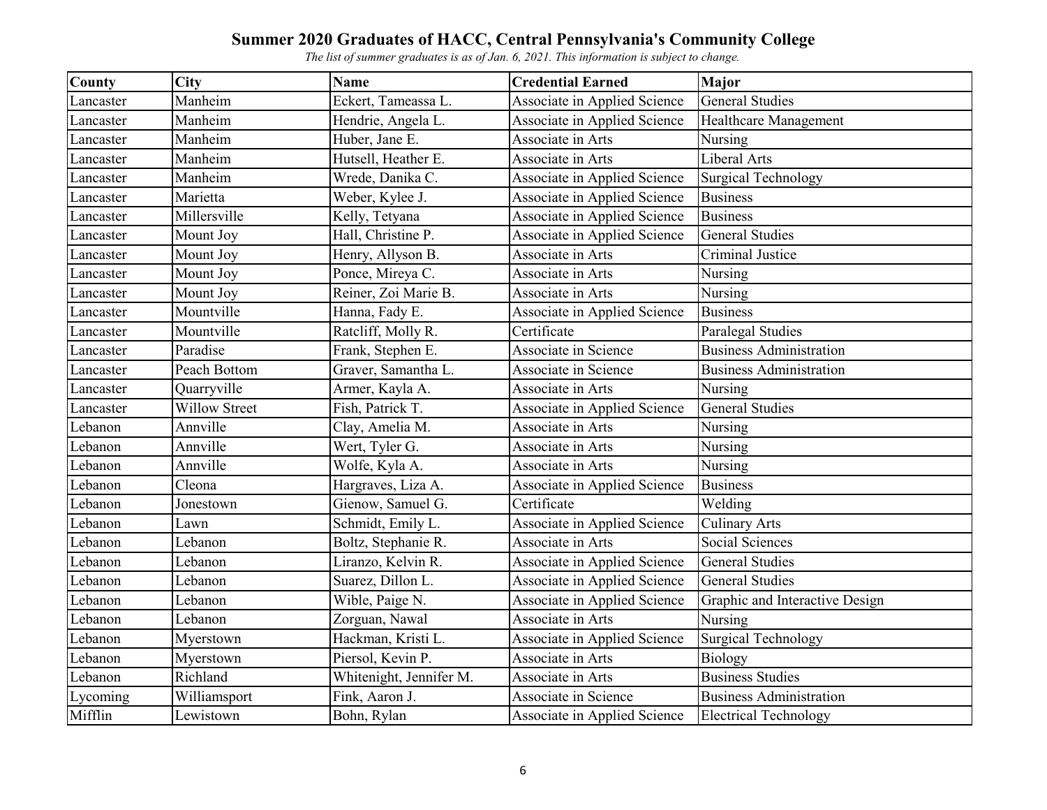# Summer 2020 Graduates of HACC, Central Pennsylvania's Community College

*The list of summer graduates is as of Jan. 6, 2021. This information is subject to change.*

| County | City | Name | Credential Earned | Major |
|---|---|---|---|---|
| Lancaster | Manheim | Eckert, Tameassa L. | Associate in Applied Science | General Studies |
| Lancaster | Manheim | Hendrie, Angela L. | Associate in Applied Science | Healthcare Management |
| Lancaster | Manheim | Huber, Jane E. | Associate in Arts | Nursing |
| Lancaster | Manheim | Hutsell, Heather E. | Associate in Arts | Liberal Arts |
| Lancaster | Manheim | Wrede, Danika C. | Associate in Applied Science | Surgical Technology |
| Lancaster | Marietta | Weber, Kylee J. | Associate in Applied Science | Business |
| Lancaster | Millersville | Kelly, Tetyana | Associate in Applied Science | Business |
| Lancaster | Mount Joy | Hall, Christine P. | Associate in Applied Science | General Studies |
| Lancaster | Mount Joy | Henry, Allyson B. | Associate in Arts | Criminal Justice |
| Lancaster | Mount Joy | Ponce, Mireya C. | Associate in Arts | Nursing |
| Lancaster | Mount Joy | Reiner, Zoi Marie B. | Associate in Arts | Nursing |
| Lancaster | Mountville | Hanna, Fady E. | Associate in Applied Science | Business |
| Lancaster | Mountville | Ratcliff, Molly R. | Certificate | Paralegal Studies |
| Lancaster | Paradise | Frank, Stephen E. | Associate in Science | Business Administration |
| Lancaster | Peach Bottom | Graver, Samantha L. | Associate in Science | Business Administration |
| Lancaster | Quarryville | Armer, Kayla A. | Associate in Arts | Nursing |
| Lancaster | Willow Street | Fish, Patrick T. | Associate in Applied Science | General Studies |
| Lebanon | Annville | Clay, Amelia M. | Associate in Arts | Nursing |
| Lebanon | Annville | Wert, Tyler G. | Associate in Arts | Nursing |
| Lebanon | Annville | Wolfe, Kyla A. | Associate in Arts | Nursing |
| Lebanon | Cleona | Hargraves, Liza A. | Associate in Applied Science | Business |
| Lebanon | Jonestown | Gienow, Samuel G. | Certificate | Welding |
| Lebanon | Lawn | Schmidt, Emily L. | Associate in Applied Science | Culinary Arts |
| Lebanon | Lebanon | Boltz, Stephanie R. | Associate in Arts | Social Sciences |
| Lebanon | Lebanon | Liranzo, Kelvin R. | Associate in Applied Science | General Studies |
| Lebanon | Lebanon | Suarez, Dillon L. | Associate in Applied Science | General Studies |
| Lebanon | Lebanon | Wible, Paige N. | Associate in Applied Science | Graphic and Interactive Design |
| Lebanon | Lebanon | Zorguan, Nawal | Associate in Arts | Nursing |
| Lebanon | Myerstown | Hackman, Kristi L. | Associate in Applied Science | Surgical Technology |
| Lebanon | Myerstown | Piersol, Kevin P. | Associate in Arts | Biology |
| Lebanon | Richland | Whitenight, Jennifer M. | Associate in Arts | Business Studies |
| Lycoming | Williamsport | Fink, Aaron J. | Associate in Science | Business Administration |
| Mifflin | Lewistown | Bohn, Rylan | Associate in Applied Science | Electrical Technology |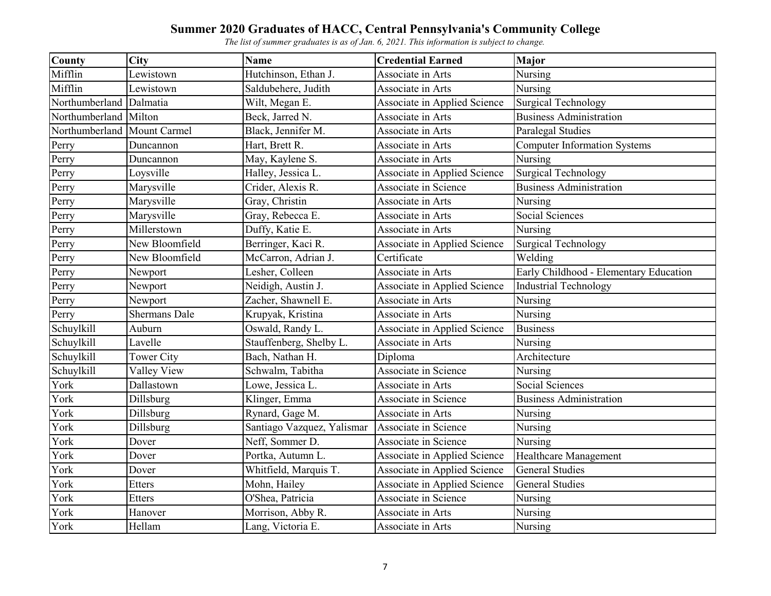# Summer 2020 Graduates of HACC, Central Pennsylvania's Community College

*The list of summer graduates is as of Jan. 6, 2021. This information is subject to change.*

| County | City | Name | Credential Earned | Major |
|---|---|---|---|---|
| Mifflin | Lewistown | Hutchinson, Ethan J. | Associate in Arts | Nursing |
| Mifflin | Lewistown | Saldubehere, Judith | Associate in Arts | Nursing |
| Northumberland | Dalmatia | Wilt, Megan E. | Associate in Applied Science | Surgical Technology |
| Northumberland | Milton | Beck, Jarred N. | Associate in Arts | Business Administration |
| Northumberland | Mount Carmel | Black, Jennifer M. | Associate in Arts | Paralegal Studies |
| Perry | Duncannon | Hart, Brett R. | Associate in Arts | Computer Information Systems |
| Perry | Duncannon | May, Kaylene S. | Associate in Arts | Nursing |
| Perry | Loysville | Halley, Jessica L. | Associate in Applied Science | Surgical Technology |
| Perry | Marysville | Crider, Alexis R. | Associate in Science | Business Administration |
| Perry | Marysville | Gray, Christin | Associate in Arts | Nursing |
| Perry | Marysville | Gray, Rebecca E. | Associate in Arts | Social Sciences |
| Perry | Millerstown | Duffy, Katie E. | Associate in Arts | Nursing |
| Perry | New Bloomfield | Berringer, Kaci R. | Associate in Applied Science | Surgical Technology |
| Perry | New Bloomfield | McCarron, Adrian J. | Certificate | Welding |
| Perry | Newport | Lesher, Colleen | Associate in Arts | Early Childhood - Elementary Education |
| Perry | Newport | Neidigh, Austin J. | Associate in Applied Science | Industrial Technology |
| Perry | Newport | Zacher, Shawnell E. | Associate in Arts | Nursing |
| Perry | Shermans Dale | Krupyak, Kristina | Associate in Arts | Nursing |
| Schuylkill | Auburn | Oswald, Randy L. | Associate in Applied Science | Business |
| Schuylkill | Lavelle | Stauffenberg, Shelby L. | Associate in Arts | Nursing |
| Schuylkill | Tower City | Bach, Nathan H. | Diploma | Architecture |
| Schuylkill | Valley View | Schwalm, Tabitha | Associate in Science | Nursing |
| York | Dallastown | Lowe, Jessica L. | Associate in Arts | Social Sciences |
| York | Dillsburg | Klinger, Emma | Associate in Science | Business Administration |
| York | Dillsburg | Rynard, Gage M. | Associate in Arts | Nursing |
| York | Dillsburg | Santiago Vazquez, Yalismar | Associate in Science | Nursing |
| York | Dover | Neff, Sommer D. | Associate in Science | Nursing |
| York | Dover | Portka, Autumn L. | Associate in Applied Science | Healthcare Management |
| York | Dover | Whitfield, Marquis T. | Associate in Applied Science | General Studies |
| York | Etters | Mohn, Hailey | Associate in Applied Science | General Studies |
| York | Etters | O'Shea, Patricia | Associate in Science | Nursing |
| York | Hanover | Morrison, Abby R. | Associate in Arts | Nursing |
| York | Hellam | Lang, Victoria E. | Associate in Arts | Nursing |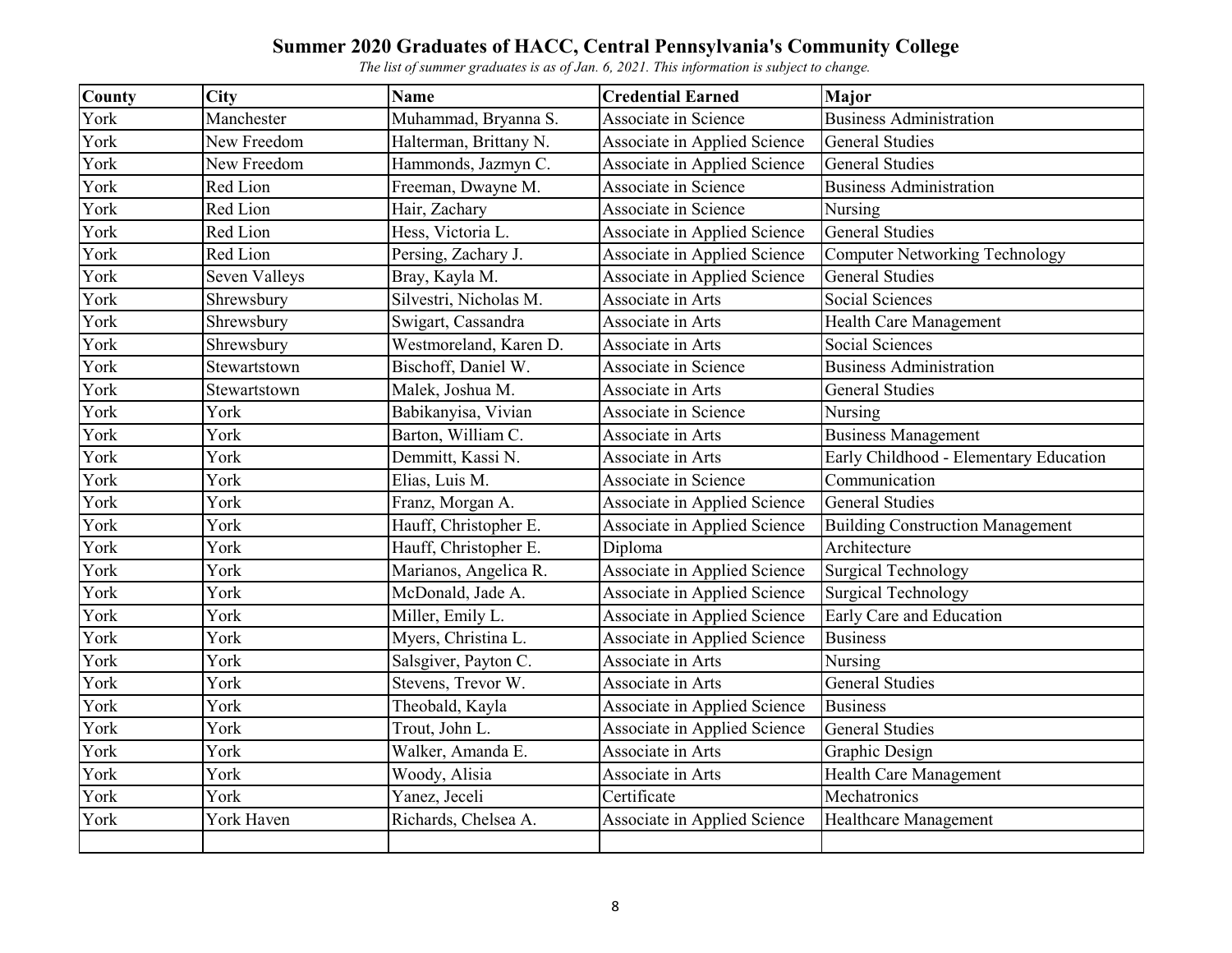# Summer 2020 Graduates of HACC, Central Pennsylvania's Community College

*The list of summer graduates is as of Jan. 6, 2021. This information is subject to change.*

| County | City | Name | Credential Earned | Major |
|---|---|---|---|---|
| York | Manchester | Muhammad, Bryanna S. | Associate in Science | Business Administration |
| York | New Freedom | Halterman, Brittany N. | Associate in Applied Science | General Studies |
| York | New Freedom | Hammonds, Jazmyn C. | Associate in Applied Science | General Studies |
| York | Red Lion | Freeman, Dwayne M. | Associate in Science | Business Administration |
| York | Red Lion | Hair, Zachary | Associate in Science | Nursing |
| York | Red Lion | Hess, Victoria L. | Associate in Applied Science | General Studies |
| York | Red Lion | Persing, Zachary J. | Associate in Applied Science | Computer Networking Technology |
| York | Seven Valleys | Bray, Kayla M. | Associate in Applied Science | General Studies |
| York | Shrewsbury | Silvestri, Nicholas M. | Associate in Arts | Social Sciences |
| York | Shrewsbury | Swigart, Cassandra | Associate in Arts | Health Care Management |
| York | Shrewsbury | Westmoreland, Karen D. | Associate in Arts | Social Sciences |
| York | Stewartstown | Bischoff, Daniel W. | Associate in Science | Business Administration |
| York | Stewartstown | Malek, Joshua M. | Associate in Arts | General Studies |
| York | York | Babikanyisa, Vivian | Associate in Science | Nursing |
| York | York | Barton, William C. | Associate in Arts | Business Management |
| York | York | Demmitt, Kassi N. | Associate in Arts | Early Childhood - Elementary Education |
| York | York | Elias, Luis M. | Associate in Science | Communication |
| York | York | Franz, Morgan A. | Associate in Applied Science | General Studies |
| York | York | Hauff, Christopher E. | Associate in Applied Science | Building Construction Management |
| York | York | Hauff, Christopher E. | Diploma | Architecture |
| York | York | Marianos, Angelica R. | Associate in Applied Science | Surgical Technology |
| York | York | McDonald, Jade A. | Associate in Applied Science | Surgical Technology |
| York | York | Miller, Emily L. | Associate in Applied Science | Early Care and Education |
| York | York | Myers, Christina L. | Associate in Applied Science | Business |
| York | York | Salsgiver, Payton C. | Associate in Arts | Nursing |
| York | York | Stevens, Trevor W. | Associate in Arts | General Studies |
| York | York | Theobald, Kayla | Associate in Applied Science | Business |
| York | York | Trout, John L. | Associate in Applied Science | General Studies |
| York | York | Walker, Amanda E. | Associate in Arts | Graphic Design |
| York | York | Woody, Alisia | Associate in Arts | Health Care Management |
| York | York | Yanez, Jeceli | Certificate | Mechatronics |
| York | York Haven | Richards, Chelsea A. | Associate in Applied Science | Healthcare Management |
| | | | | |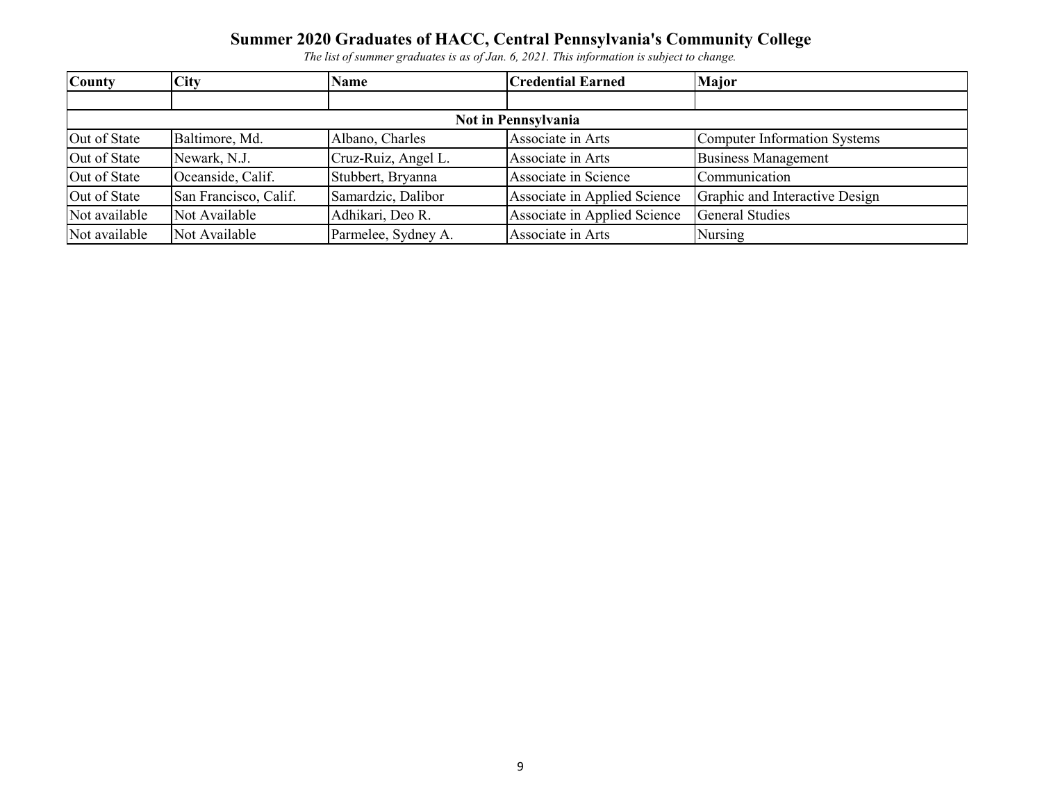# Summer 2020 Graduates of HACC, Central Pennsylvania's Community College

*The list of summer graduates is as of Jan. 6, 2021. This information is subject to change.*

| County | City | Name | Credential Earned | Major |
|---|---|---|---|---|
| | | | | |
| | | **Not in Pennsylvania** | | |
| Out of State | Baltimore, Md. | Albano, Charles | Associate in Arts | Computer Information Systems |
| Out of State | Newark, N.J. | Cruz-Ruiz, Angel L. | Associate in Arts | Business Management |
| Out of State | Oceanside, Calif. | Stubbert, Bryanna | Associate in Science | Communication |
| Out of State | San Francisco, Calif. | Samardzic, Dalibor | Associate in Applied Science | Graphic and Interactive Design |
| Not available | Not Available | Adhikari, Deo R. | Associate in Applied Science | General Studies |
| Not available | Not Available | Parmelee, Sydney A. | Associate in Arts | Nursing |